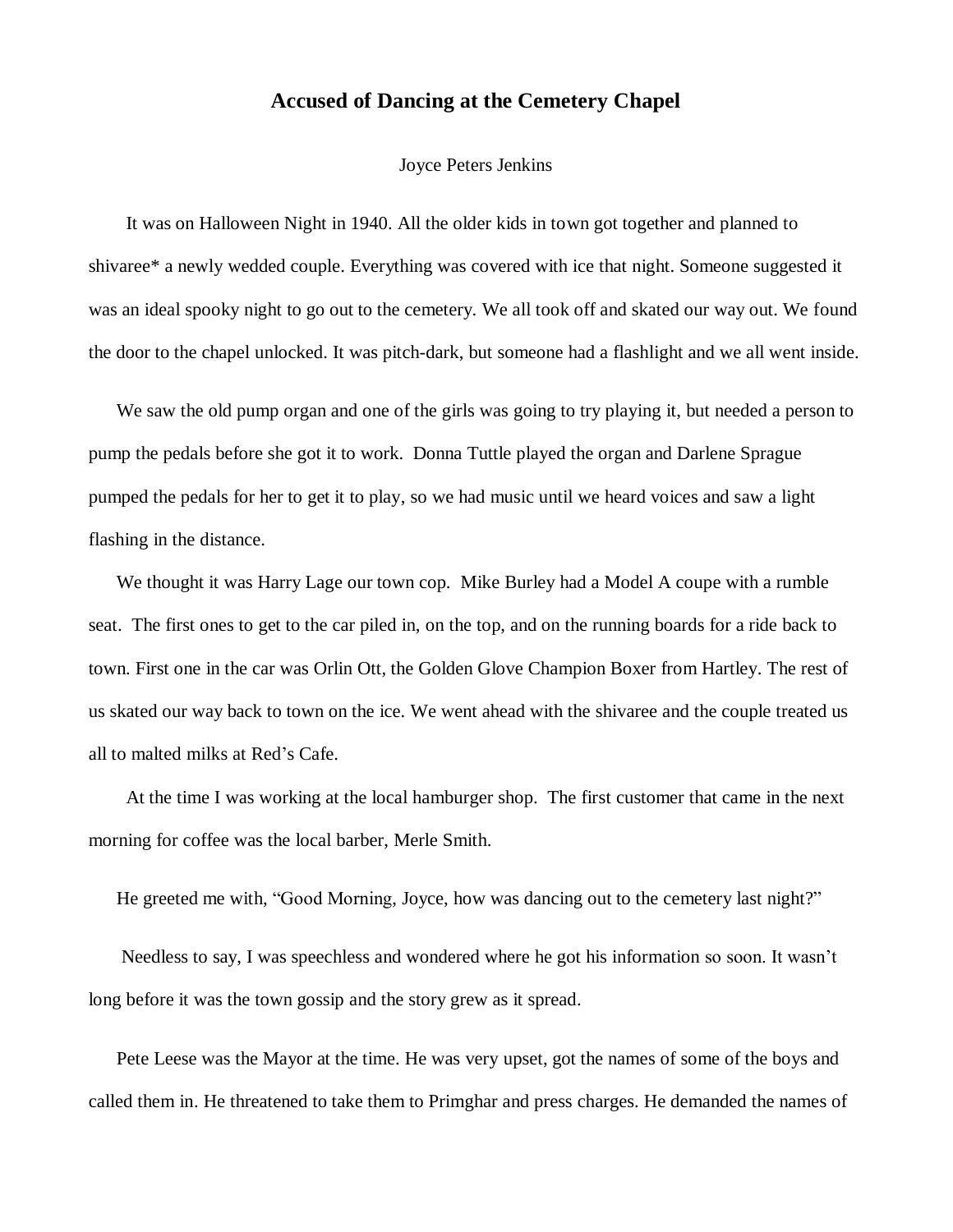# Accused of Dancing at the Cemetery Chapel

Joyce Peters Jenkins

It was on Halloween Night in 1940. All the older kids in town got together and planned to shivaree* a newly wedded couple. Everything was covered with ice that night. Someone suggested it was an ideal spooky night to go out to the cemetery. We all took off and skated our way out. We found the door to the chapel unlocked. It was pitch-dark, but someone had a flashlight and we all went inside.

We saw the old pump organ and one of the girls was going to try playing it, but needed a person to pump the pedals before she got it to work. Donna Tuttle played the organ and Darlene Sprague pumped the pedals for her to get it to play, so we had music until we heard voices and saw a light flashing in the distance.

We thought it was Harry Lage our town cop. Mike Burley had a Model A coupe with a rumble seat. The first ones to get to the car piled in, on the top, and on the running boards for a ride back to town. First one in the car was Orlin Ott, the Golden Glove Champion Boxer from Hartley. The rest of us skated our way back to town on the ice. We went ahead with the shivaree and the couple treated us all to malted milks at Red's Cafe.

At the time I was working at the local hamburger shop. The first customer that came in the next morning for coffee was the local barber, Merle Smith.

He greeted me with, "Good Morning, Joyce, how was dancing out to the cemetery last night?"

Needless to say, I was speechless and wondered where he got his information so soon. It wasn't long before it was the town gossip and the story grew as it spread.

Pete Leese was the Mayor at the time. He was very upset, got the names of some of the boys and called them in. He threatened to take them to Primghar and press charges. He demanded the names of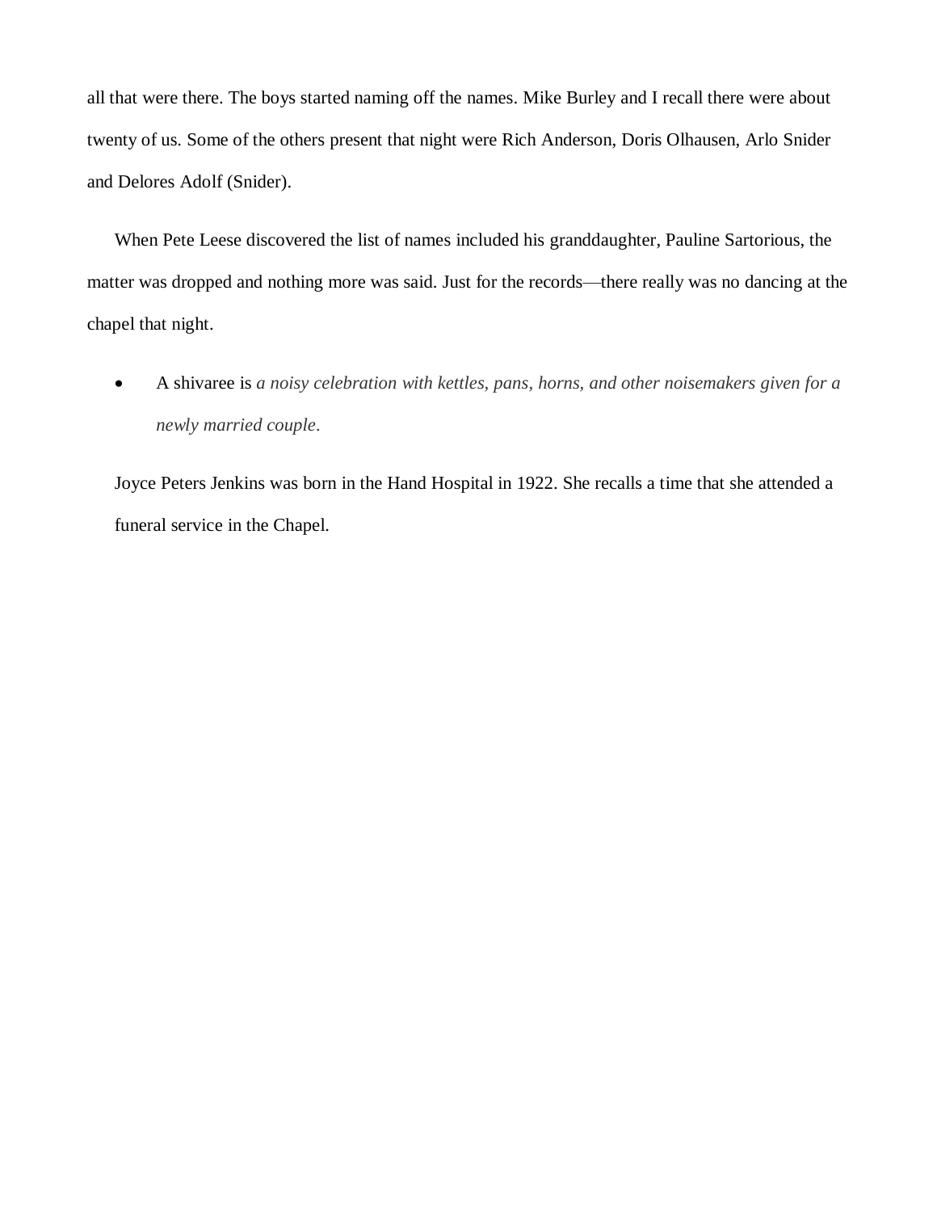all that were there. The boys started naming off the names. Mike Burley and I recall there were about twenty of us. Some of the others present that night were Rich Anderson, Doris Olhausen, Arlo Snider and Delores Adolf (Snider).

When Pete Leese discovered the list of names included his granddaughter, Pauline Sartorious, the matter was dropped and nothing more was said. Just for the records—there really was no dancing at the chapel that night.

- A shivaree is *a noisy celebration with kettles, pans, horns, and other noisemakers given for a newly married couple*.

Joyce Peters Jenkins was born in the Hand Hospital in 1922. She recalls a time that she attended a funeral service in the Chapel.